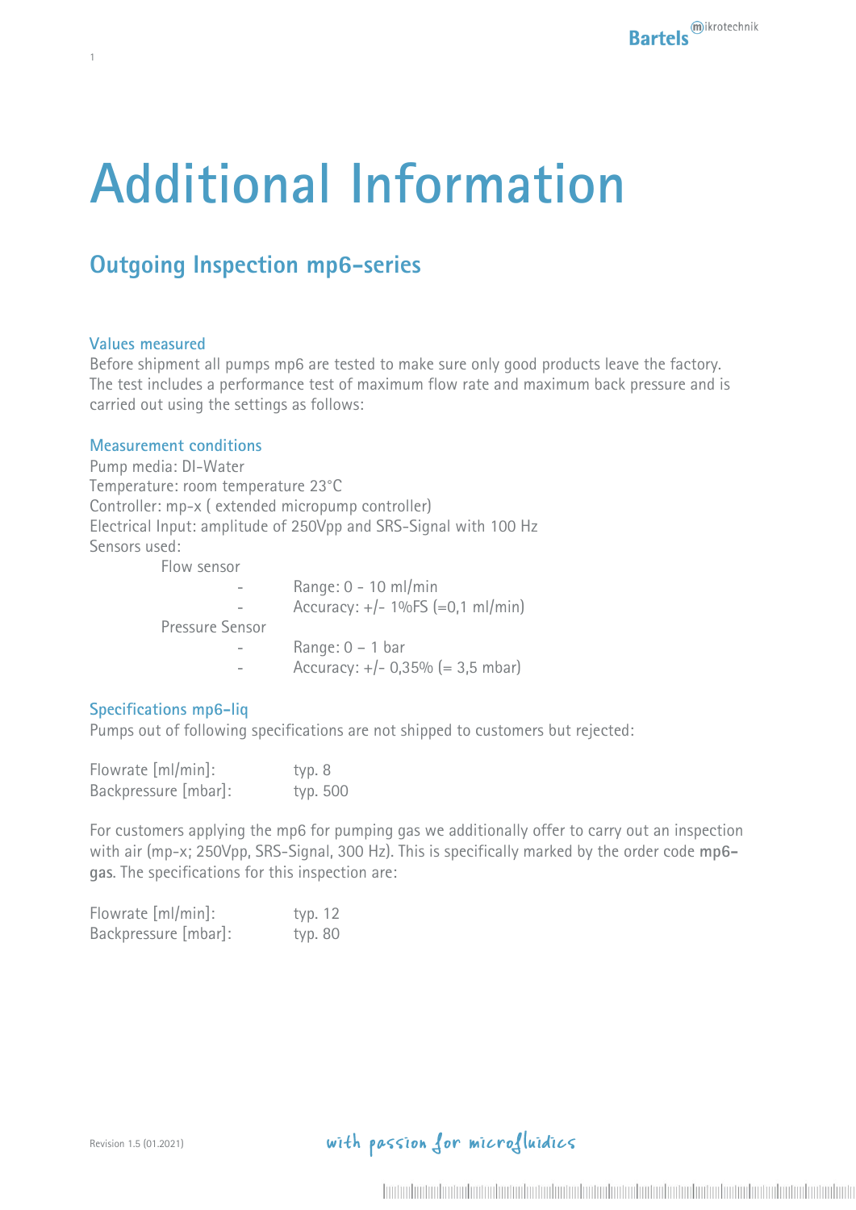# Additional Information

## Outgoing Inspection mp6-series

### Values measured

Before shipment all pumps mp6 are tested to make sure only good products leave the factory. The test includes a performance test of maximum flow rate and maximum back pressure and is carried out using the settings as follows:

### Measurement conditions

Pump media: DI-Water
Temperature: room temperature 23°C
Controller: mp-x ( extended micropump controller)
Electrical Input: amplitude of 250Vpp and SRS-Signal with 100 Hz
Sensors used:

- Flow sensor
  - Range: 0 - 10 ml/min
  - Accuracy: +/- 1%FS (=0,1 ml/min)
- Pressure Sensor
  - Range: 0 – 1 bar
  - Accuracy: +/- 0,35% (= 3,5 mbar)

### Specifications mp6-liq

Pumps out of following specifications are not shipped to customers but rejected:

| | |
|---|---|
| Flowrate [ml/min]: | typ. 8 |
| Backpressure [mbar]: | typ. 500 |

For customers applying the mp6 for pumping gas we additionally offer to carry out an inspection with air (mp-x; 250Vpp, SRS-Signal, 300 Hz). This is specifically marked by the order code **mp6-gas**. The specifications for this inspection are:

| | |
|---|---|
| Flowrate [ml/min]: | typ. 12 |
| Backpressure [mbar]: | typ. 80 |

Revision 1.5 (01.2021)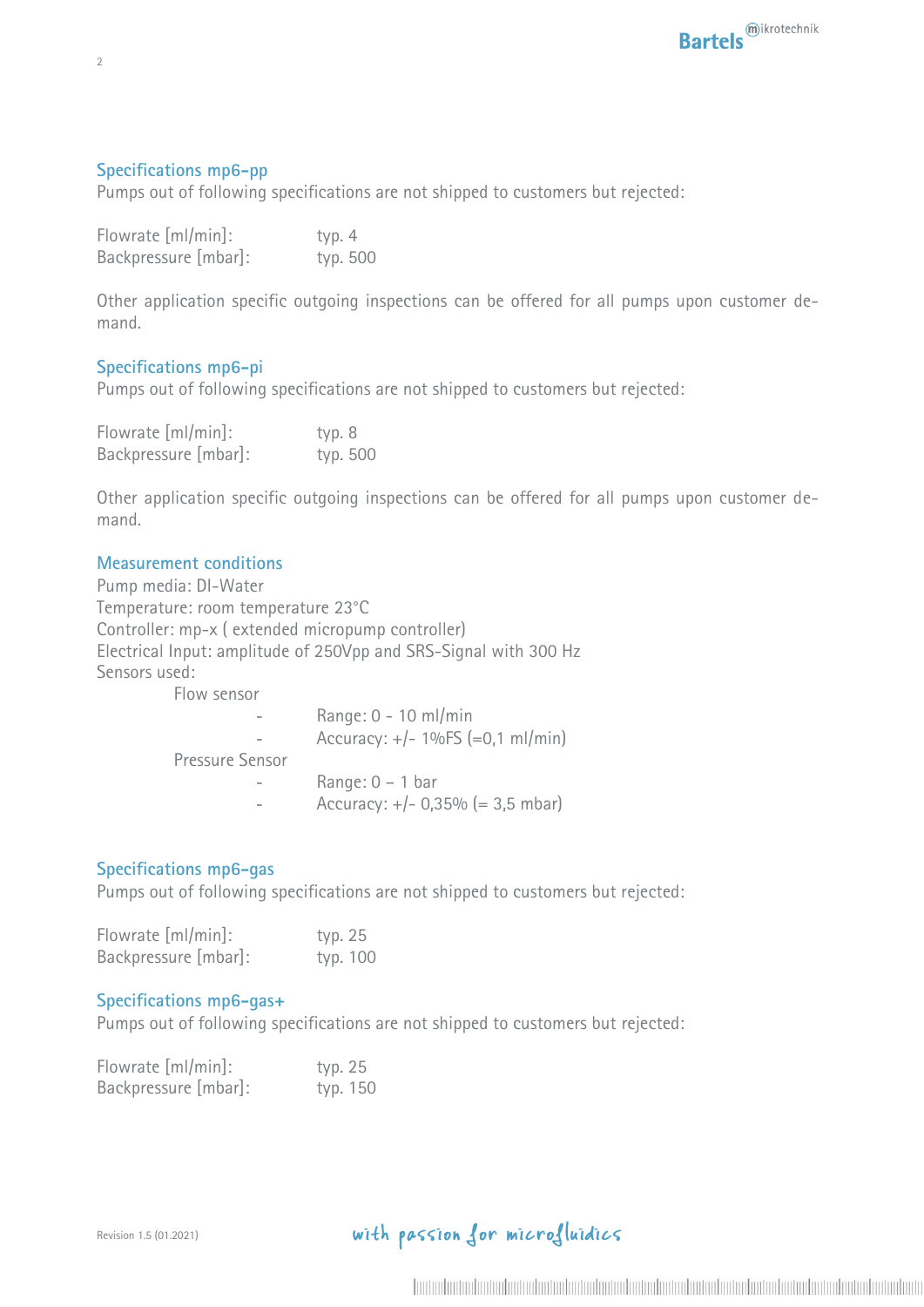## Specifications mp6-pp

Pumps out of following specifications are not shipped to customers but rejected:

Flowrate [ml/min]: typ. 4
Backpressure [mbar]: typ. 500

Other application specific outgoing inspections can be offered for all pumps upon customer demand.

## Specifications mp6-pi

Pumps out of following specifications are not shipped to customers but rejected:

Flowrate [ml/min]: typ. 8
Backpressure [mbar]: typ. 500

Other application specific outgoing inspections can be offered for all pumps upon customer demand.

## Measurement conditions

Pump media: DI-Water
Temperature: room temperature 23°C
Controller: mp-x ( extended micropump controller)
Electrical Input: amplitude of 250Vpp and SRS-Signal with 300 Hz
Sensors used:

- Flow sensor
  - Range: 0 - 10 ml/min
  - Accuracy: +/- 1%FS (=0,1 ml/min)
- Pressure Sensor
  - Range: 0 – 1 bar
  - Accuracy: +/- 0,35% (= 3,5 mbar)

## Specifications mp6-gas

Pumps out of following specifications are not shipped to customers but rejected:

Flowrate [ml/min]: typ. 25
Backpressure [mbar]: typ. 100

## Specifications mp6-gas+

Pumps out of following specifications are not shipped to customers but rejected:

Flowrate [ml/min]: typ. 25
Backpressure [mbar]: typ. 150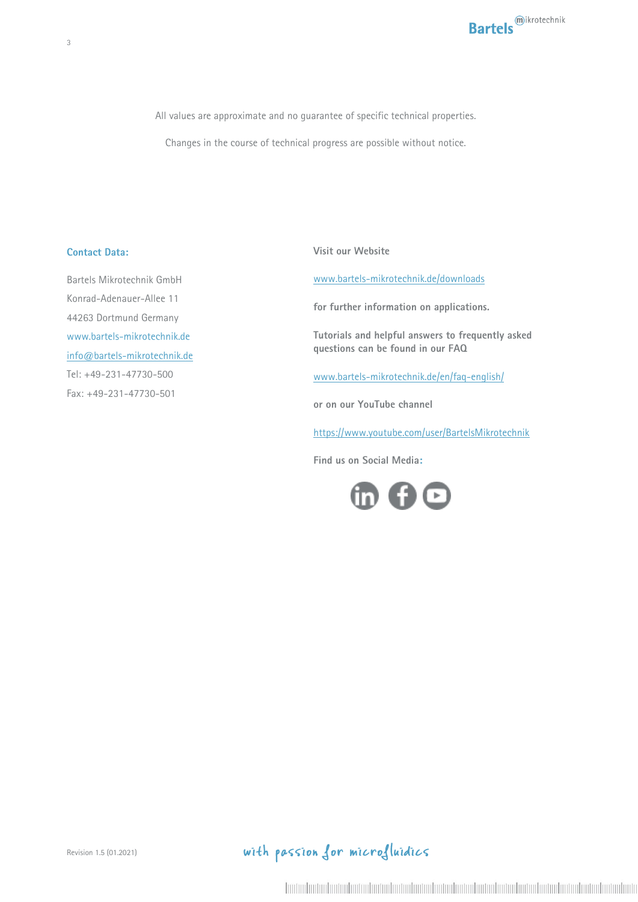All values are approximate and no guarantee of specific technical properties.

Changes in the course of technical progress are possible without notice.

**Contact Data:**

Bartels Mikrotechnik GmbH
Konrad-Adenauer-Allee 11
44263 Dortmund Germany
www.bartels-mikrotechnik.de
info@bartels-mikrotechnik.de
Tel: +49-231-47730-500
Fax: +49-231-47730-501

**Visit our Website**

www.bartels-mikrotechnik.de/downloads

**for further information on applications.**

**Tutorials and helpful answers to frequently asked questions can be found in our FAQ**

www.bartels-mikrotechnik.de/en/faq-english/

**or on our YouTube channel**

https://www.youtube.com/user/BartelsMikrotechnik

**Find us on Social Media:**

Revision 1.5 (01.2021)

with passion for microfluidics